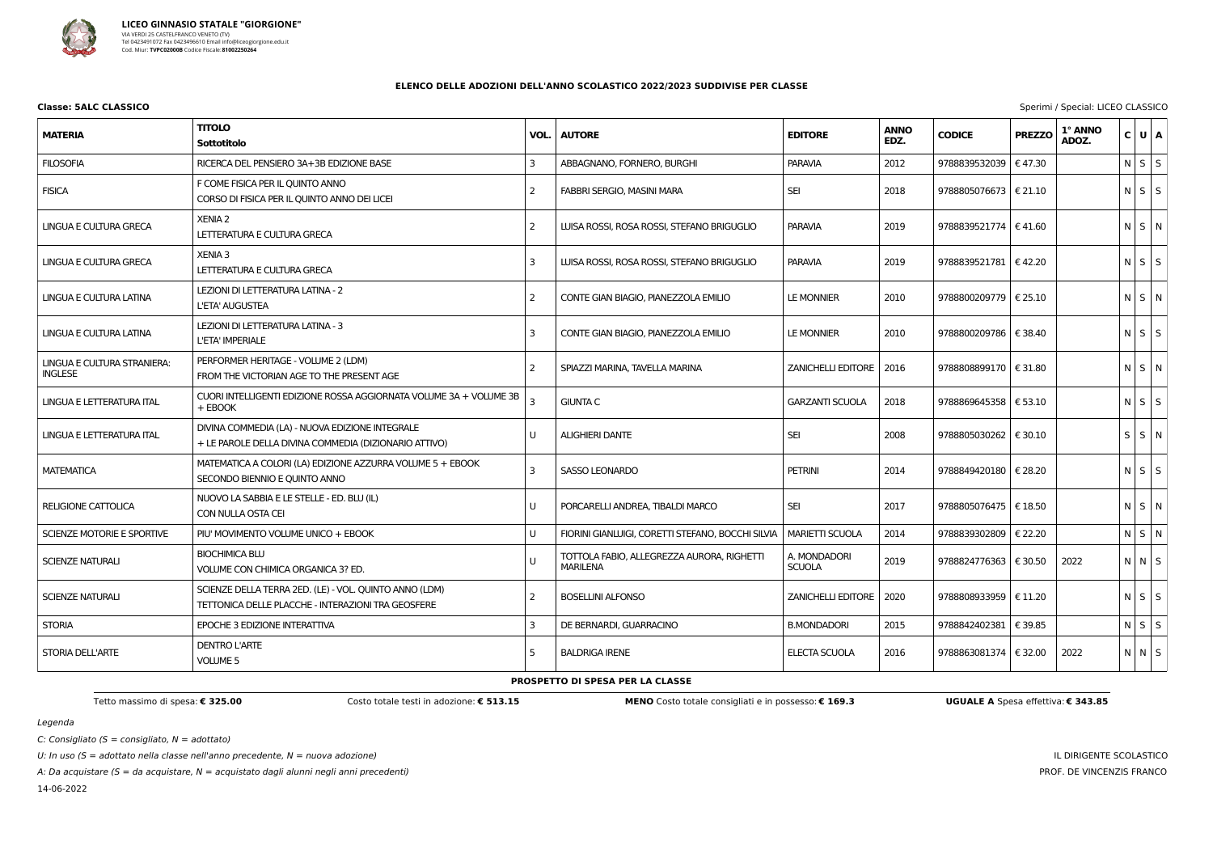**LICEO GINNASIO STATALE "GIORGIONE"**
VIA VERDI 25 CASTELFRANCO VENETO (TV)
Tel 0423491072 Fax 0423496610 Email info@liceogiorgione.edu.it
Cod. Miur: **TVPC02000B** Codice Fiscale: **81002250264**

## ELENCO DELLE ADOZIONI DELL'ANNO SCOLASTICO 2022/2023 SUDDIVISE PER CLASSE

**Classe: 5ALC CLASSICO**

Sperimi / Special: LICEO CLASSICO

| MATERIA | TITOLO<br>Sottotitolo | VOL. | AUTORE | EDITORE | ANNO EDZ. | CODICE | PREZZO | 1° ANNO ADOZ. | C | U | A |
|---|---|---|---|---|---|---|---|---|---|---|---|
| FILOSOFIA | RICERCA DEL PENSIERO 3A+3B EDIZIONE BASE | 3 | ABBAGNANO, FORNERO, BURGHI | PARAVIA | 2012 | 9788839532039 | € 47.30 | | N | S | S |
| FISICA | F COME FISICA PER IL QUINTO ANNO<br>CORSO DI FISICA PER IL QUINTO ANNO DEI LICEI | 2 | FABBRI SERGIO, MASINI MARA | SEI | 2018 | 9788805076673 | € 21.10 | | N | S | S |
| LINGUA E CULTURA GRECA | XENIA 2<br>LETTERATURA E CULTURA GRECA | 2 | LUISA ROSSI, ROSA ROSSI, STEFANO BRIGUGLIO | PARAVIA | 2019 | 9788839521774 | € 41.60 | | N | S | N |
| LINGUA E CULTURA GRECA | XENIA 3<br>LETTERATURA E CULTURA GRECA | 3 | LUISA ROSSI, ROSA ROSSI, STEFANO BRIGUGLIO | PARAVIA | 2019 | 9788839521781 | € 42.20 | | N | S | S |
| LINGUA E CULTURA LATINA | LEZIONI DI LETTERATURA LATINA - 2<br>L'ETA' AUGUSTEA | 2 | CONTE GIAN BIAGIO, PIANEZZOLA EMILIO | LE MONNIER | 2010 | 9788800209779 | € 25.10 | | N | S | N |
| LINGUA E CULTURA LATINA | LEZIONI DI LETTERATURA LATINA - 3<br>L'ETA' IMPERIALE | 3 | CONTE GIAN BIAGIO, PIANEZZOLA EMILIO | LE MONNIER | 2010 | 9788800209786 | € 38.40 | | N | S | S |
| LINGUA E CULTURA STRANIERA: INGLESE | PERFORMER HERITAGE - VOLUME 2 (LDM)<br>FROM THE VICTORIAN AGE TO THE PRESENT AGE | 2 | SPIAZZI MARINA, TAVELLA MARINA | ZANICHELLI EDITORE | 2016 | 9788808899170 | € 31.80 | | N | S | N |
| LINGUA E LETTERATURA ITAL | CUORI INTELLIGENTI EDIZIONE ROSSA AGGIORNATA VOLUME 3A + VOLUME 3B + EBOOK | 3 | GIUNTA C | GARZANTI SCUOLA | 2018 | 9788869645358 | € 53.10 | | N | S | S |
| LINGUA E LETTERATURA ITAL | DIVINA COMMEDIA (LA) - NUOVA EDIZIONE INTEGRALE<br>+ LE PAROLE DELLA DIVINA COMMEDIA (DIZIONARIO ATTIVO) | U | ALIGHIERI DANTE | SEI | 2008 | 9788805030262 | € 30.10 | | S | S | N |
| MATEMATICA | MATEMATICA A COLORI (LA) EDIZIONE AZZURRA VOLUME 5 + EBOOK<br>SECONDO BIENNIO E QUINTO ANNO | 3 | SASSO LEONARDO | PETRINI | 2014 | 9788849420180 | € 28.20 | | N | S | S |
| RELIGIONE CATTOLICA | NUOVO LA SABBIA E LE STELLE - ED. BLU (IL)<br>CON NULLA OSTA CEI | U | PORCARELLI ANDREA, TIBALDI MARCO | SEI | 2017 | 9788805076475 | € 18.50 | | N | S | N |
| SCIENZE MOTORIE E SPORTIVE | PIU' MOVIMENTO VOLUME UNICO + EBOOK | U | FIORINI GIANLUIGI, CORETTI STEFANO, BOCCHI SILVIA | MARIETTI SCUOLA | 2014 | 9788839302809 | € 22.20 | | N | S | N |
| SCIENZE NATURALI | BIOCHIMICA BLU<br>VOLUME CON CHIMICA ORGANICA 3? ED. | U | TOTTOLA FABIO, ALLEGREZZA AURORA, RIGHETTI MARILENA | A. MONDADORI SCUOLA | 2019 | 9788824776363 | € 30.50 | 2022 | N | N | S |
| SCIENZE NATURALI | SCIENZE DELLA TERRA 2ED. (LE) - VOL. QUINTO ANNO (LDM)<br>TETTONICA DELLE PLACCHE - INTERAZIONI TRA GEOSFERE | 2 | BOSELLINI ALFONSO | ZANICHELLI EDITORE | 2020 | 9788808933959 | € 11.20 | | N | S | S |
| STORIA | EPOCHE 3 EDIZIONE INTERATTIVA | 3 | DE BERNARDI, GUARRACINO | B.MONDADORI | 2015 | 9788842402381 | € 39.85 | | N | S | S |
| STORIA DELL'ARTE | DENTRO L'ARTE<br>VOLUME 5 | 5 | BALDRIGA IRENE | ELECTA SCUOLA | 2016 | 9788863081374 | € 32.00 | 2022 | N | N | S |

**PROSPETTO DI SPESA PER LA CLASSE**

Tetto massimo di spesa: **€ 325.00** — Costo totale testi in adozione: **€ 513.15** — **MENO** Costo totale consigliati e in possesso: **€ 169.3** — **UGUALE A** Spesa effettiva: **€ 343.85**

*Legenda*

*C: Consigliato (S = consigliato, N = adottato)*

*U: In uso (S = adottato nella classe nell'anno precedente, N = nuova adozione)*

*A: Da acquistare (S = da acquistare, N = acquistato dagli alunni negli anni precedenti)*

14-06-2022

IL DIRIGENTE SCOLASTICO
PROF. DE VINCENZIS FRANCO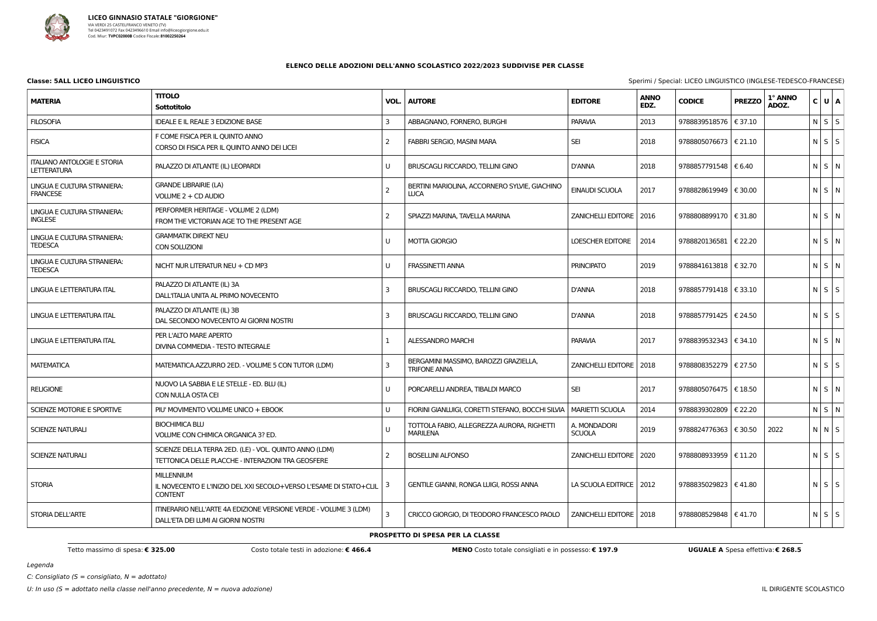**LICEO GINNASIO STATALE "GIORGIONE"**
VIA VERDI 25 CASTELFRANCO VENETO (TV)
Tel 0423491072 Fax 0423496610 Email info@liceogiorgione.edu.it
Cod. Miur: **TVPC02000B** Codice Fiscale: **81002250264**

## ELENCO DELLE ADOZIONI DELL'ANNO SCOLASTICO 2022/2023 SUDDIVISE PER CLASSE

**Classe: 5ALL LICEO LINGUISTICO**

Sperimi / Special: LICEO LINGUISTICO (INGLESE-TEDESCO-FRANCESE)

| MATERIA | TITOLO / Sottotitolo | VOL. | AUTORE | EDITORE | ANNO EDZ. | CODICE | PREZZO | 1° ANNO ADOZ. | C | U | A |
|---|---|---|---|---|---|---|---|---|---|---|---|
| FILOSOFIA | IDEALE E IL REALE 3 EDIZIONE BASE | 3 | ABBAGNANO, FORNERO, BURGHI | PARAVIA | 2013 | 9788839518576 | € 37.10 | | N | S | S |
| FISICA | F COME FISICA PER IL QUINTO ANNO<br>CORSO DI FISICA PER IL QUINTO ANNO DEI LICEI | 2 | FABBRI SERGIO, MASINI MARA | SEI | 2018 | 9788805076673 | € 21.10 | | N | S | S |
| ITALIANO ANTOLOGIE E STORIA LETTERATURA | PALAZZO DI ATLANTE (IL) LEOPARDI | U | BRUSCAGLI RICCARDO, TELLINI GINO | D'ANNA | 2018 | 9788857791548 | € 6.40 | | N | S | N |
| LINGUA E CULTURA STRANIERA: FRANCESE | GRANDE LIBRAIRIE (LA)<br>VOLUME 2 + CD AUDIO | 2 | BERTINI MARIOLINA, ACCORNERO SYLVIE, GIACHINO LUCA | EINAUDI SCUOLA | 2017 | 9788828619949 | € 30.00 | | N | S | N |
| LINGUA E CULTURA STRANIERA: INGLESE | PERFORMER HERITAGE - VOLUME 2 (LDM)<br>FROM THE VICTORIAN AGE TO THE PRESENT AGE | 2 | SPIAZZI MARINA, TAVELLA MARINA | ZANICHELLI EDITORE | 2016 | 9788808899170 | € 31.80 | | N | S | N |
| LINGUA E CULTURA STRANIERA: TEDESCA | GRAMMATIK DIREKT NEU<br>CON SOLUZIONI | U | MOTTA GIORGIO | LOESCHER EDITORE | 2014 | 9788820136581 | € 22.20 | | N | S | N |
| LINGUA E CULTURA STRANIERA: TEDESCA | NICHT NUR LITERATUR NEU + CD MP3 | U | FRASSINETTI ANNA | PRINCIPATO | 2019 | 9788841613818 | € 32.70 | | N | S | N |
| LINGUA E LETTERATURA ITAL | PALAZZO DI ATLANTE (IL) 3A<br>DALL'ITALIA UNITA AL PRIMO NOVECENTO | 3 | BRUSCAGLI RICCARDO, TELLINI GINO | D'ANNA | 2018 | 9788857791418 | € 33.10 | | N | S | S |
| LINGUA E LETTERATURA ITAL | PALAZZO DI ATLANTE (IL) 3B<br>DAL SECONDO NOVECENTO AI GIORNI NOSTRI | 3 | BRUSCAGLI RICCARDO, TELLINI GINO | D'ANNA | 2018 | 9788857791425 | € 24.50 | | N | S | S |
| LINGUA E LETTERATURA ITAL | PER L'ALTO MARE APERTO<br>DIVINA COMMEDIA - TESTO INTEGRALE | 1 | ALESSANDRO MARCHI | PARAVIA | 2017 | 9788839532343 | € 34.10 | | N | S | N |
| MATEMATICA | MATEMATICA.AZZURRO 2ED. - VOLUME 5 CON TUTOR (LDM) | 3 | BERGAMINI MASSIMO, BAROZZI GRAZIELLA, TRIFONE ANNA | ZANICHELLI EDITORE | 2018 | 9788808352279 | € 27.50 | | N | S | S |
| RELIGIONE | NUOVO LA SABBIA E LE STELLE - ED. BLU (IL)<br>CON NULLA OSTA CEI | U | PORCARELLI ANDREA, TIBALDI MARCO | SEI | 2017 | 9788805076475 | € 18.50 | | N | S | N |
| SCIENZE MOTORIE E SPORTIVE | PIU' MOVIMENTO VOLUME UNICO + EBOOK | U | FIORINI GIANLUIGI, CORETTI STEFANO, BOCCHI SILVIA | MARIETTI SCUOLA | 2014 | 9788839302809 | € 22.20 | | N | S | N |
| SCIENZE NATURALI | BIOCHIMICA BLU<br>VOLUME CON CHIMICA ORGANICA 3? ED. | U | TOTTOLA FABIO, ALLEGREZZA AURORA, RIGHETTI MARILENA | A. MONDADORI SCUOLA | 2019 | 9788824776363 | € 30.50 | 2022 | N | N | S |
| SCIENZE NATURALI | SCIENZE DELLA TERRA 2ED. (LE) - VOL. QUINTO ANNO (LDM)<br>TETTONICA DELLE PLACCHE - INTERAZIONI TRA GEOSFERE | 2 | BOSELLINI ALFONSO | ZANICHELLI EDITORE | 2020 | 9788808933959 | € 11.20 | | N | S | S |
| STORIA | MILLENNIUM<br>IL NOVECENTO E L'INIZIO DEL XXI SECOLO+VERSO L'ESAME DI STATO+CLIL CONTENT | 3 | GENTILE GIANNI, RONGA LUIGI, ROSSI ANNA | LA SCUOLA EDITRICE | 2012 | 9788835029823 | € 41.80 | | N | S | S |
| STORIA DELL'ARTE | ITINERARIO NELL'ARTE 4A EDIZIONE VERSIONE VERDE - VOLUME 3 (LDM)<br>DALL'ETA DEI LUMI AI GIORNI NOSTRI | 3 | CRICCO GIORGIO, DI TEODORO FRANCESCO PAOLO | ZANICHELLI EDITORE | 2018 | 9788808529848 | € 41.70 | | N | S | S |

**PROSPETTO DI SPESA PER LA CLASSE**

Tetto massimo di spesa: **€ 325.00** — Costo totale testi in adozione: **€ 466.4** — **MENO** Costo totale consigliati e in possesso: **€ 197.9** — **UGUALE A** Spesa effettiva: **€ 268.5**

*Legenda*

*C: Consigliato (S = consigliato, N = adottato)*

*U: In uso (S = adottato nella classe nell'anno precedente, N = nuova adozione)*

IL DIRIGENTE SCOLASTICO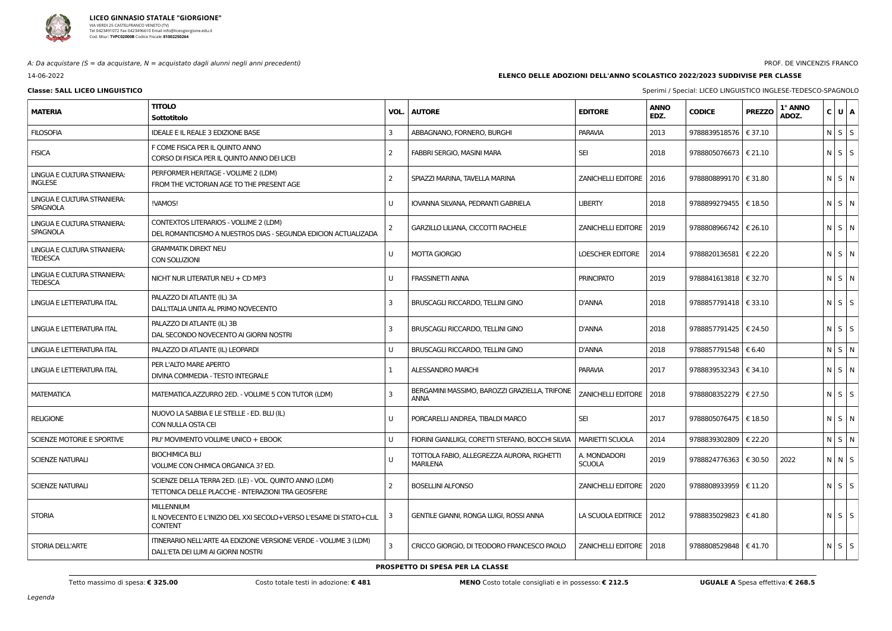**LICEO GINNASIO STATALE "GIORGIONE"**
VIA VERDI 25 CASTELFRANCO VENETO (TV)
Tel 0423491072 Fax 0423496610 Email info@liceogiorgione.edu.it
Cod. Miur: **TVPC02000B** Codice Fiscale: **81002250264**

*A: Da acquistare (S = da acquistare, N = acquistato dagli alunni negli anni precedenti)*

PROF. DE VINCENZIS FRANCO

14-06-2022

**ELENCO DELLE ADOZIONI DELL'ANNO SCOLASTICO 2022/2023 SUDDIVISE PER CLASSE**

**Classe: 5ALL LICEO LINGUISTICO**

Sperimi / Special: LICEO LINGUISTICO INGLESE-TEDESCO-SPAGNOLO

| MATERIA | TITOLO<br>Sottotitolo | VOL. | AUTORE | EDITORE | ANNO EDZ. | CODICE | PREZZO | 1° ANNO ADOZ. | C | U | A |
|---|---|---|---|---|---|---|---|---|---|---|---|
| FILOSOFIA | IDEALE E IL REALE 3 EDIZIONE BASE | 3 | ABBAGNANO, FORNERO, BURGHI | PARAVIA | 2013 | 9788839518576 | € 37.10 | | N | S | S |
| FISICA | F COME FISICA PER IL QUINTO ANNO<br>CORSO DI FISICA PER IL QUINTO ANNO DEI LICEI | 2 | FABBRI SERGIO, MASINI MARA | SEI | 2018 | 9788805076673 | € 21.10 | | N | S | S |
| LINGUA E CULTURA STRANIERA: INGLESE | PERFORMER HERITAGE - VOLUME 2 (LDM)<br>FROM THE VICTORIAN AGE TO THE PRESENT AGE | 2 | SPIAZZI MARINA, TAVELLA MARINA | ZANICHELLI EDITORE | 2016 | 9788808899170 | € 31.80 | | N | S | N |
| LINGUA E CULTURA STRANIERA: SPAGNOLA | !VAMOS! | U | IOVANNA SILVANA, PEDRANTI GABRIELA | LIBERTY | 2018 | 9788899279455 | € 18.50 | | N | S | N |
| LINGUA E CULTURA STRANIERA: SPAGNOLA | CONTEXTOS LITERARIOS - VOLUME 2 (LDM)<br>DEL ROMANTICISMO A NUESTROS DIAS - SEGUNDA EDICION ACTUALIZADA | 2 | GARZILLO LILIANA, CICCOTTI RACHELE | ZANICHELLI EDITORE | 2019 | 9788808966742 | € 26.10 | | N | S | N |
| LINGUA E CULTURA STRANIERA: TEDESCA | GRAMMATIK DIREKT NEU<br>CON SOLUZIONI | U | MOTTA GIORGIO | LOESCHER EDITORE | 2014 | 9788820136581 | € 22.20 | | N | S | N |
| LINGUA E CULTURA STRANIERA: TEDESCA | NICHT NUR LITERATUR NEU + CD MP3 | U | FRASSINETTI ANNA | PRINCIPATO | 2019 | 9788841613818 | € 32.70 | | N | S | N |
| LINGUA E LETTERATURA ITAL | PALAZZO DI ATLANTE (IL) 3A<br>DALL'ITALIA UNITA AL PRIMO NOVECENTO | 3 | BRUSCAGLI RICCARDO, TELLINI GINO | D'ANNA | 2018 | 9788857791418 | € 33.10 | | N | S | S |
| LINGUA E LETTERATURA ITAL | PALAZZO DI ATLANTE (IL) 3B<br>DAL SECONDO NOVECENTO AI GIORNI NOSTRI | 3 | BRUSCAGLI RICCARDO, TELLINI GINO | D'ANNA | 2018 | 9788857791425 | € 24.50 | | N | S | S |
| LINGUA E LETTERATURA ITAL | PALAZZO DI ATLANTE (IL) LEOPARDI | U | BRUSCAGLI RICCARDO, TELLINI GINO | D'ANNA | 2018 | 9788857791548 | € 6.40 | | N | S | N |
| LINGUA E LETTERATURA ITAL | PER L'ALTO MARE APERTO<br>DIVINA COMMEDIA - TESTO INTEGRALE | 1 | ALESSANDRO MARCHI | PARAVIA | 2017 | 9788839532343 | € 34.10 | | N | S | N |
| MATEMATICA | MATEMATICA.AZZURRO 2ED. - VOLUME 5 CON TUTOR (LDM) | 3 | BERGAMINI MASSIMO, BAROZZI GRAZIELLA, TRIFONE ANNA | ZANICHELLI EDITORE | 2018 | 9788808352279 | € 27.50 | | N | S | S |
| RELIGIONE | NUOVO LA SABBIA E LE STELLE - ED. BLU (IL)<br>CON NULLA OSTA CEI | U | PORCARELLI ANDREA, TIBALDI MARCO | SEI | 2017 | 9788805076475 | € 18.50 | | N | S | N |
| SCIENZE MOTORIE E SPORTIVE | PIU' MOVIMENTO VOLUME UNICO + EBOOK | U | FIORINI GIANLUIGI, CORETTI STEFANO, BOCCHI SILVIA | MARIETTI SCUOLA | 2014 | 9788839302809 | € 22.20 | | N | S | N |
| SCIENZE NATURALI | BIOCHIMICA BLU<br>VOLUME CON CHIMICA ORGANICA 3? ED. | U | TOTTOLA FABIO, ALLEGREZZA AURORA, RIGHETTI MARILENA | A. MONDADORI SCUOLA | 2019 | 9788824776363 | € 30.50 | 2022 | N | N | S |
| SCIENZE NATURALI | SCIENZE DELLA TERRA 2ED. (LE) - VOL. QUINTO ANNO (LDM)<br>TETTONICA DELLE PLACCHE - INTERAZIONI TRA GEOSFERE | 2 | BOSELLINI ALFONSO | ZANICHELLI EDITORE | 2020 | 9788808933959 | € 11.20 | | N | S | S |
| STORIA | MILLENNIUM<br>IL NOVECENTO E L'INIZIO DEL XXI SECOLO+VERSO L'ESAME DI STATO+CLIL CONTENT | 3 | GENTILE GIANNI, RONGA LUIGI, ROSSI ANNA | LA SCUOLA EDITRICE | 2012 | 9788835029823 | € 41.80 | | N | S | S |
| STORIA DELL'ARTE | ITINERARIO NELL'ARTE 4A EDIZIONE VERSIONE VERDE - VOLUME 3 (LDM)<br>DALL'ETA DEI LUMI AI GIORNI NOSTRI | 3 | CRICCO GIORGIO, DI TEODORO FRANCESCO PAOLO | ZANICHELLI EDITORE | 2018 | 9788808529848 | € 41.70 | | N | S | S |

**PROSPETTO DI SPESA PER LA CLASSE**

Tetto massimo di spesa: **€ 325.00** — Costo totale testi in adozione: **€ 481** — **MENO** Costo totale consigliati e in possesso: **€ 212.5** — **UGUALE A** Spesa effettiva: **€ 268.5**

*Legenda*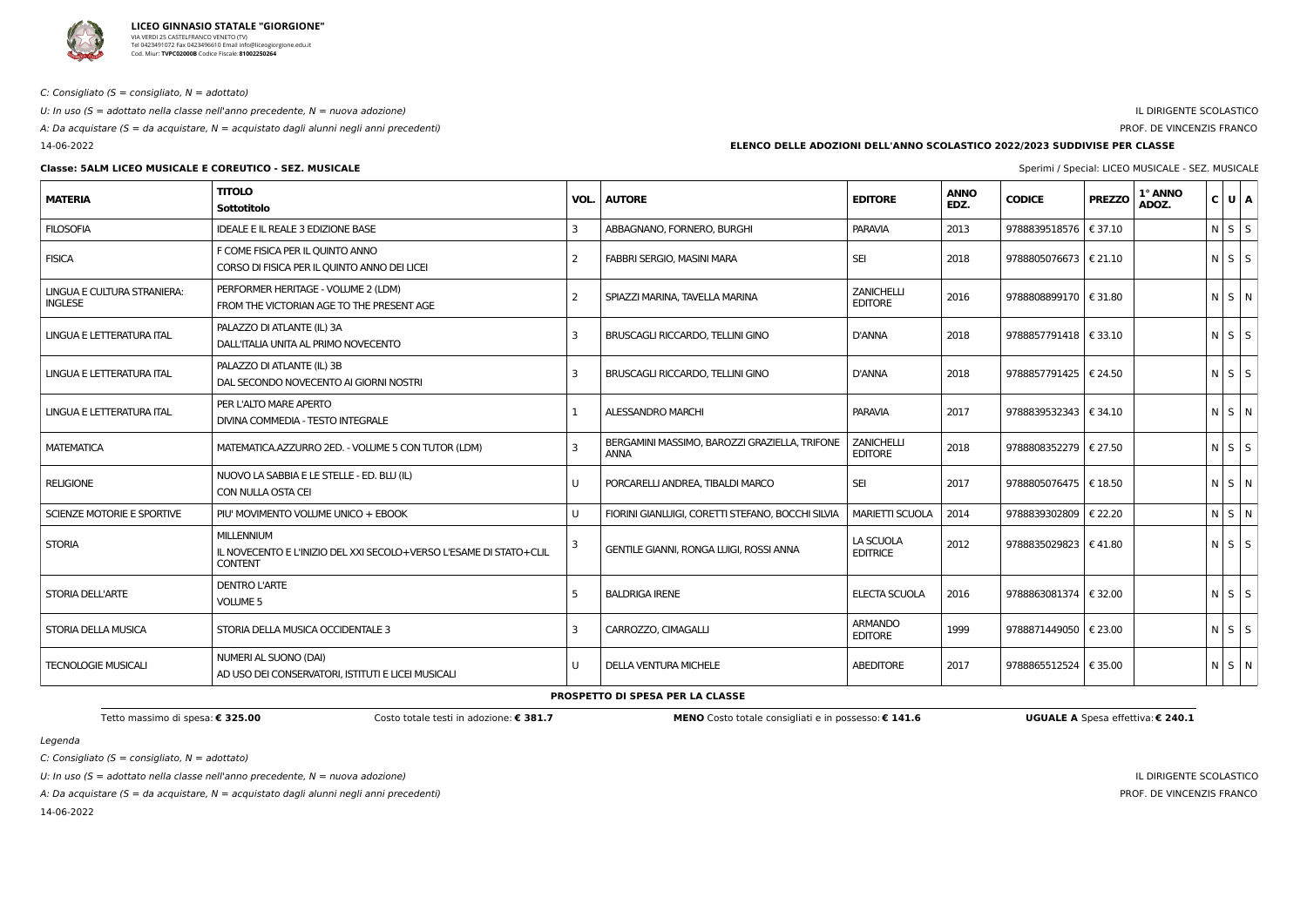**LICEO GINNASIO STATALE "GIORGIONE"**
VIA VERDI 25 CASTELFRANCO VENETO (TV)
Tel 0423491072 Fax 0423496610 Email info@liceogiorgione.edu.it
Cod. Miur: **TVPC02000B** Codice Fiscale: **81002250264**

*C: Consigliato (S = consigliato, N = adottato)*

*U: In uso (S = adottato nella classe nell'anno precedente, N = nuova adozione)*

*A: Da acquistare (S = da acquistare, N = acquistato dagli alunni negli anni precedenti)*

14-06-2022

IL DIRIGENTE SCOLASTICO
PROF. DE VINCENZIS FRANCO

**ELENCO DELLE ADOZIONI DELL'ANNO SCOLASTICO 2022/2023 SUDDIVISE PER CLASSE**

**Classe: 5ALM LICEO MUSICALE E COREUTICO - SEZ. MUSICALE**

Sperimi / Special: LICEO MUSICALE - SEZ. MUSICALE

| MATERIA | TITOLO<br>Sottotitolo | VOL. | AUTORE | EDITORE | ANNO EDZ. | CODICE | PREZZO | 1° ANNO ADOZ. | C | U | A |
|---|---|---|---|---|---|---|---|---|---|---|---|
| FILOSOFIA | IDEALE E IL REALE 3 EDIZIONE BASE | 3 | ABBAGNANO, FORNERO, BURGHI | PARAVIA | 2013 | 9788839518576 | € 37.10 | | N | S | S |
| FISICA | F COME FISICA PER IL QUINTO ANNO<br>CORSO DI FISICA PER IL QUINTO ANNO DEI LICEI | 2 | FABBRI SERGIO, MASINI MARA | SEI | 2018 | 9788805076673 | € 21.10 | | N | S | S |
| LINGUA E CULTURA STRANIERA: INGLESE | PERFORMER HERITAGE - VOLUME 2 (LDM)<br>FROM THE VICTORIAN AGE TO THE PRESENT AGE | 2 | SPIAZZI MARINA, TAVELLA MARINA | ZANICHELLI EDITORE | 2016 | 9788808899170 | € 31.80 | | N | S | N |
| LINGUA E LETTERATURA ITAL | PALAZZO DI ATLANTE (IL) 3A<br>DALL'ITALIA UNITA AL PRIMO NOVECENTO | 3 | BRUSCAGLI RICCARDO, TELLINI GINO | D'ANNA | 2018 | 9788857791418 | € 33.10 | | N | S | S |
| LINGUA E LETTERATURA ITAL | PALAZZO DI ATLANTE (IL) 3B<br>DAL SECONDO NOVECENTO AI GIORNI NOSTRI | 3 | BRUSCAGLI RICCARDO, TELLINI GINO | D'ANNA | 2018 | 9788857791425 | € 24.50 | | N | S | S |
| LINGUA E LETTERATURA ITAL | PER L'ALTO MARE APERTO<br>DIVINA COMMEDIA - TESTO INTEGRALE | 1 | ALESSANDRO MARCHI | PARAVIA | 2017 | 9788839532343 | € 34.10 | | N | S | N |
| MATEMATICA | MATEMATICA.AZZURRO 2ED. - VOLUME 5 CON TUTOR (LDM) | 3 | BERGAMINI MASSIMO, BAROZZI GRAZIELLA, TRIFONE ANNA | ZANICHELLI EDITORE | 2018 | 9788808352279 | € 27.50 | | N | S | S |
| RELIGIONE | NUOVO LA SABBIA E LE STELLE - ED. BLU (IL)<br>CON NULLA OSTA CEI | U | PORCARELLI ANDREA, TIBALDI MARCO | SEI | 2017 | 9788805076475 | € 18.50 | | N | S | N |
| SCIENZE MOTORIE E SPORTIVE | PIU' MOVIMENTO VOLUME UNICO + EBOOK | U | FIORINI GIANLUIGI, CORETTI STEFANO, BOCCHI SILVIA | MARIETTI SCUOLA | 2014 | 9788839302809 | € 22.20 | | N | S | N |
| STORIA | MILLENNIUM<br>IL NOVECENTO E L'INIZIO DEL XXI SECOLO+VERSO L'ESAME DI STATO+CLIL CONTENT | 3 | GENTILE GIANNI, RONGA LUIGI, ROSSI ANNA | LA SCUOLA EDITRICE | 2012 | 9788835029823 | € 41.80 | | N | S | S |
| STORIA DELL'ARTE | DENTRO L'ARTE<br>VOLUME 5 | 5 | BALDRIGA IRENE | ELECTA SCUOLA | 2016 | 9788863081374 | € 32.00 | | N | S | S |
| STORIA DELLA MUSICA | STORIA DELLA MUSICA OCCIDENTALE 3 | 3 | CARROZZO, CIMAGALLI | ARMANDO EDITORE | 1999 | 9788871449050 | € 23.00 | | N | S | S |
| TECNOLOGIE MUSICALI | NUMERI AL SUONO (DAI)<br>AD USO DEI CONSERVATORI, ISTITUTI E LICEI MUSICALI | U | DELLA VENTURA MICHELE | ABEDITORE | 2017 | 9788865512524 | € 35.00 | | N | S | N |

**PROSPETTO DI SPESA PER LA CLASSE**

Tetto massimo di spesa: **€ 325.00** | Costo totale testi in adozione: **€ 381.7** | **MENO** Costo totale consigliati e in possesso: **€ 141.6** | **UGUALE A** Spesa effettiva: **€ 240.1**

*Legenda*

*C: Consigliato (S = consigliato, N = adottato)*

*U: In uso (S = adottato nella classe nell'anno precedente, N = nuova adozione)*

*A: Da acquistare (S = da acquistare, N = acquistato dagli alunni negli anni precedenti)*

14-06-2022

IL DIRIGENTE SCOLASTICO
PROF. DE VINCENZIS FRANCO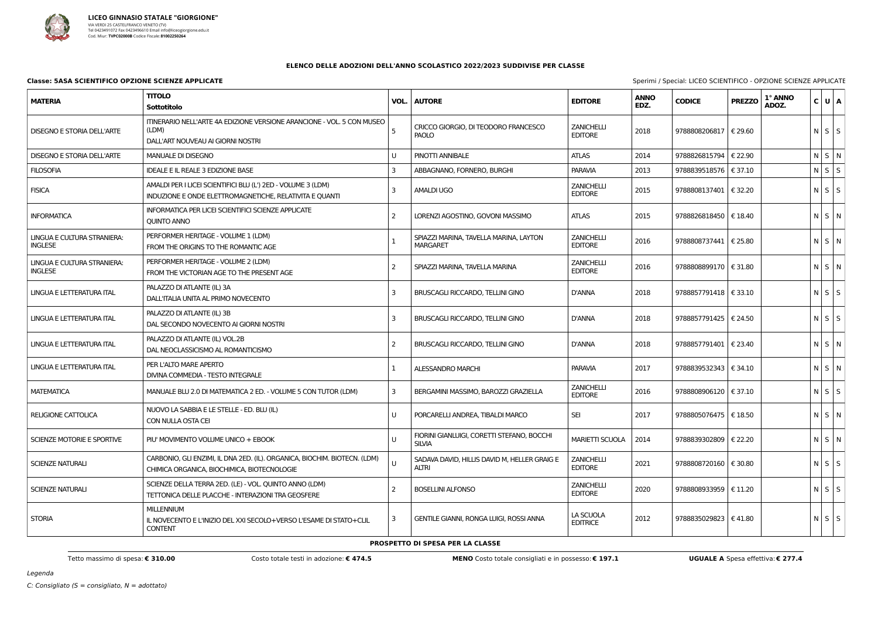**LICEO GINNASIO STATALE "GIORGIONE"**
VIA VERDI 25 CASTELFRANCO VENETO (TV)
Tel 0423491072 Fax 0423496610 Email info@liceogiorgione.edu.it
Cod. Miur: **TVPC02000B** Codice Fiscale: **81002250264**

## ELENCO DELLE ADOZIONI DELL'ANNO SCOLASTICO 2022/2023 SUDDIVISE PER CLASSE

**Classe: 5ASA SCIENTIFICO OPZIONE SCIENZE APPLICATE**

Sperimi / Special: LICEO SCIENTIFICO - OPZIONE SCIENZE APPLICATE

| MATERIA | TITOLO<br>Sottotitolo | VOL. | AUTORE | EDITORE | ANNO EDZ. | CODICE | PREZZO | 1° ANNO ADOZ. | C | U | A |
|---|---|---|---|---|---|---|---|---|---|---|---|
| DISEGNO E STORIA DELL'ARTE | ITINERARIO NELL'ARTE 4A EDIZIONE VERSIONE ARANCIONE - VOL. 5 CON MUSEO (LDM)<br>DALL'ART NOUVEAU AI GIORNI NOSTRI | 5 | CRICCO GIORGIO, DI TEODORO FRANCESCO PAOLO | ZANICHELLI EDITORE | 2018 | 9788808206817 | € 29.60 | | N | S | S |
| DISEGNO E STORIA DELL'ARTE | MANUALE DI DISEGNO | U | PINOTTI ANNIBALE | ATLAS | 2014 | 9788826815794 | € 22.90 | | N | S | N |
| FILOSOFIA | IDEALE E IL REALE 3 EDIZIONE BASE | 3 | ABBAGNANO, FORNERO, BURGHI | PARAVIA | 2013 | 9788839518576 | € 37.10 | | N | S | S |
| FISICA | AMALDI PER I LICEI SCIENTIFICI BLU (L') 2ED - VOLUME 3 (LDM)<br>INDUZIONE E ONDE ELETTROMAGNETICHE, RELATIVITA E QUANTI | 3 | AMALDI UGO | ZANICHELLI EDITORE | 2015 | 9788808137401 | € 32.20 | | N | S | S |
| INFORMATICA | INFORMATICA PER LICEI SCIENTIFICI SCIENZE APPLICATE<br>QUINTO ANNO | 2 | LORENZI AGOSTINO, GOVONI MASSIMO | ATLAS | 2015 | 9788826818450 | € 18.40 | | N | S | N |
| LINGUA E CULTURA STRANIERA: INGLESE | PERFORMER HERITAGE - VOLUME 1 (LDM)<br>FROM THE ORIGINS TO THE ROMANTIC AGE | 1 | SPIAZZI MARINA, TAVELLA MARINA, LAYTON MARGARET | ZANICHELLI EDITORE | 2016 | 9788808737441 | € 25.80 | | N | S | N |
| LINGUA E CULTURA STRANIERA: INGLESE | PERFORMER HERITAGE - VOLUME 2 (LDM)<br>FROM THE VICTORIAN AGE TO THE PRESENT AGE | 2 | SPIAZZI MARINA, TAVELLA MARINA | ZANICHELLI EDITORE | 2016 | 9788808899170 | € 31.80 | | N | S | N |
| LINGUA E LETTERATURA ITAL | PALAZZO DI ATLANTE (IL) 3A<br>DALL'ITALIA UNITA AL PRIMO NOVECENTO | 3 | BRUSCAGLI RICCARDO, TELLINI GINO | D'ANNA | 2018 | 9788857791418 | € 33.10 | | N | S | S |
| LINGUA E LETTERATURA ITAL | PALAZZO DI ATLANTE (IL) 3B<br>DAL SECONDO NOVECENTO AI GIORNI NOSTRI | 3 | BRUSCAGLI RICCARDO, TELLINI GINO | D'ANNA | 2018 | 9788857791425 | € 24.50 | | N | S | S |
| LINGUA E LETTERATURA ITAL | PALAZZO DI ATLANTE (IL) VOL.2B<br>DAL NEOCLASSICISMO AL ROMANTICISMO | 2 | BRUSCAGLI RICCARDO, TELLINI GINO | D'ANNA | 2018 | 9788857791401 | € 23.40 | | N | S | N |
| LINGUA E LETTERATURA ITAL | PER L'ALTO MARE APERTO<br>DIVINA COMMEDIA - TESTO INTEGRALE | 1 | ALESSANDRO MARCHI | PARAVIA | 2017 | 9788839532343 | € 34.10 | | N | S | N |
| MATEMATICA | MANUALE BLU 2.0 DI MATEMATICA 2 ED. - VOLUME 5 CON TUTOR (LDM) | 3 | BERGAMINI MASSIMO, BAROZZI GRAZIELLA | ZANICHELLI EDITORE | 2016 | 9788808906120 | € 37.10 | | N | S | S |
| RELIGIONE CATTOLICA | NUOVO LA SABBIA E LE STELLE - ED. BLU (IL)<br>CON NULLA OSTA CEI | U | PORCARELLI ANDREA, TIBALDI MARCO | SEI | 2017 | 9788805076475 | € 18.50 | | N | S | N |
| SCIENZE MOTORIE E SPORTIVE | PIU' MOVIMENTO VOLUME UNICO + EBOOK | U | FIORINI GIANLUIGI, CORETTI STEFANO, BOCCHI SILVIA | MARIETTI SCUOLA | 2014 | 9788839302809 | € 22.20 | | N | S | N |
| SCIENZE NATURALI | CARBONIO, GLI ENZIMI, IL DNA 2ED. (IL). ORGANICA, BIOCHIM. BIOTECN. (LDM)<br>CHIMICA ORGANICA, BIOCHIMICA, BIOTECNOLOGIE | U | SADAVA DAVID, HILLIS DAVID M, HELLER GRAIG E ALTRI | ZANICHELLI EDITORE | 2021 | 9788808720160 | € 30.80 | | N | S | S |
| SCIENZE NATURALI | SCIENZE DELLA TERRA 2ED. (LE) - VOL. QUINTO ANNO (LDM)<br>TETTONICA DELLE PLACCHE - INTERAZIONI TRA GEOSFERE | 2 | BOSELLINI ALFONSO | ZANICHELLI EDITORE | 2020 | 9788808933959 | € 11.20 | | N | S | S |
| STORIA | MILLENNIUM<br>IL NOVECENTO E L'INIZIO DEL XXI SECOLO+VERSO L'ESAME DI STATO+CLIL CONTENT | 3 | GENTILE GIANNI, RONGA LUIGI, ROSSI ANNA | LA SCUOLA EDITRICE | 2012 | 9788835029823 | € 41.80 | | N | S | S |

**PROSPETTO DI SPESA PER LA CLASSE**

Tetto massimo di spesa: **€ 310.00** — Costo totale testi in adozione: **€ 474.5** — **MENO** Costo totale consigliati e in possesso: **€ 197.1** — **UGUALE A** Spesa effettiva: **€ 277.4**

*Legenda*

*C: Consigliato (S = consigliato, N = adottato)*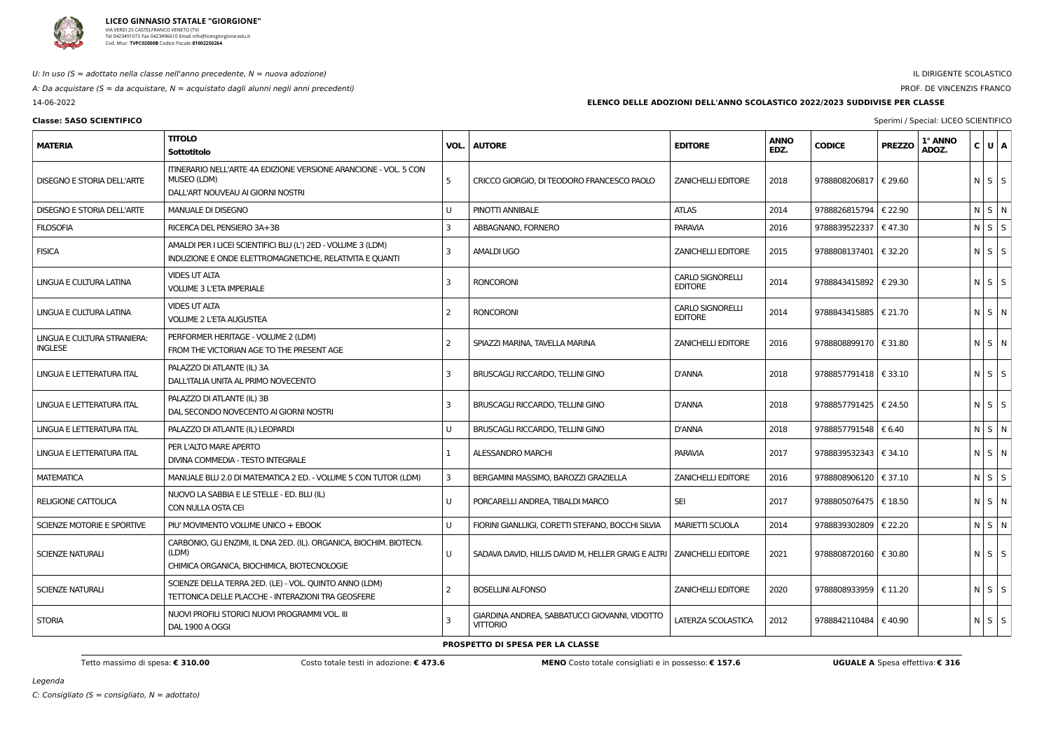**LICEO GINNASIO STATALE "GIORGIONE"**
VIA VERDI 25 CASTELFRANCO VENETO (TV)
Tel 0423491072 Fax 0423496610 Email info@liceogiorgione.edu.it
Cod. Miur: **TVPC02000B** Codice Fiscale: **81002250264**

*U: In uso (S = adottato nella classe nell'anno precedente, N = nuova adozione)*

*A: Da acquistare (S = da acquistare, N = acquistato dagli alunni negli anni precedenti)*

14-06-2022

IL DIRIGENTE SCOLASTICO

PROF. DE VINCENZIS FRANCO

**ELENCO DELLE ADOZIONI DELL'ANNO SCOLASTICO 2022/2023 SUDDIVISE PER CLASSE**

**Classe: 5ASO SCIENTIFICO**

Sperimi / Special: LICEO SCIENTIFICO

| MATERIA | TITOLO Sottotitolo | VOL. | AUTORE | EDITORE | ANNO EDZ. | CODICE | PREZZO | 1° ANNO ADOZ. | C | U | A |
|---|---|---|---|---|---|---|---|---|---|---|---|
| DISEGNO E STORIA DELL'ARTE | ITINERARIO NELL'ARTE 4A EDIZIONE VERSIONE ARANCIONE - VOL. 5 CON MUSEO (LDM) DALL'ART NOUVEAU AI GIORNI NOSTRI | 5 | CRICCO GIORGIO, DI TEODORO FRANCESCO PAOLO | ZANICHELLI EDITORE | 2018 | 9788808206817 | € 29.60 | | N | S | S |
| DISEGNO E STORIA DELL'ARTE | MANUALE DI DISEGNO | U | PINOTTI ANNIBALE | ATLAS | 2014 | 9788826815794 | € 22.90 | | N | S | N |
| FILOSOFIA | RICERCA DEL PENSIERO 3A+3B | 3 | ABBAGNANO, FORNERO | PARAVIA | 2016 | 9788839522337 | € 47.30 | | N | S | S |
| FISICA | AMALDI PER I LICEI SCIENTIFICI BLU (L') 2ED - VOLUME 3 (LDM) INDUZIONE E ONDE ELETTROMAGNETICHE, RELATIVITA E QUANTI | 3 | AMALDI UGO | ZANICHELLI EDITORE | 2015 | 9788808137401 | € 32.20 | | N | S | S |
| LINGUA E CULTURA LATINA | VIDES UT ALTA VOLUME 3 L'ETA IMPERIALE | 3 | RONCORONI | CARLO SIGNORELLI EDITORE | 2014 | 9788843415892 | € 29.30 | | N | S | S |
| LINGUA E CULTURA LATINA | VIDES UT ALTA VOLUME 2 L'ETA AUGUSTEA | 2 | RONCORONI | CARLO SIGNORELLI EDITORE | 2014 | 9788843415885 | € 21.70 | | N | S | N |
| LINGUA E CULTURA STRANIERA: INGLESE | PERFORMER HERITAGE - VOLUME 2 (LDM) FROM THE VICTORIAN AGE TO THE PRESENT AGE | 2 | SPIAZZI MARINA, TAVELLA MARINA | ZANICHELLI EDITORE | 2016 | 9788808899170 | € 31.80 | | N | S | N |
| LINGUA E LETTERATURA ITAL | PALAZZO DI ATLANTE (IL) 3A DALL'ITALIA UNITA AL PRIMO NOVECENTO | 3 | BRUSCAGLI RICCARDO, TELLINI GINO | D'ANNA | 2018 | 9788857791418 | € 33.10 | | N | S | S |
| LINGUA E LETTERATURA ITAL | PALAZZO DI ATLANTE (IL) 3B DAL SECONDO NOVECENTO AI GIORNI NOSTRI | 3 | BRUSCAGLI RICCARDO, TELLINI GINO | D'ANNA | 2018 | 9788857791425 | € 24.50 | | N | S | S |
| LINGUA E LETTERATURA ITAL | PALAZZO DI ATLANTE (IL) LEOPARDI | U | BRUSCAGLI RICCARDO, TELLINI GINO | D'ANNA | 2018 | 9788857791548 | € 6.40 | | N | S | N |
| LINGUA E LETTERATURA ITAL | PER L'ALTO MARE APERTO DIVINA COMMEDIA - TESTO INTEGRALE | 1 | ALESSANDRO MARCHI | PARAVIA | 2017 | 9788839532343 | € 34.10 | | N | S | N |
| MATEMATICA | MANUALE BLU 2.0 DI MATEMATICA 2 ED. - VOLUME 5 CON TUTOR (LDM) | 3 | BERGAMINI MASSIMO, BAROZZI GRAZIELLA | ZANICHELLI EDITORE | 2016 | 9788808906120 | € 37.10 | | N | S | S |
| RELIGIONE CATTOLICA | NUOVO LA SABBIA E LE STELLE - ED. BLU (IL) CON NULLA OSTA CEI | U | PORCARELLI ANDREA, TIBALDI MARCO | SEI | 2017 | 9788805076475 | € 18.50 | | N | S | N |
| SCIENZE MOTORIE E SPORTIVE | PIU' MOVIMENTO VOLUME UNICO + EBOOK | U | FIORINI GIANLUIGI, CORETTI STEFANO, BOCCHI SILVIA | MARIETTI SCUOLA | 2014 | 9788839302809 | € 22.20 | | N | S | N |
| SCIENZE NATURALI | CARBONIO, GLI ENZIMI, IL DNA 2ED. (IL). ORGANICA, BIOCHIM. BIOTECN. (LDM) CHIMICA ORGANICA, BIOCHIMICA, BIOTECNOLOGIE | U | SADAVA DAVID, HILLIS DAVID M, HELLER GRAIG E ALTRI | ZANICHELLI EDITORE | 2021 | 9788808720160 | € 30.80 | | N | S | S |
| SCIENZE NATURALI | SCIENZE DELLA TERRA 2ED. (LE) - VOL. QUINTO ANNO (LDM) TETTONICA DELLE PLACCHE - INTERAZIONI TRA GEOSFERE | 2 | BOSELLINI ALFONSO | ZANICHELLI EDITORE | 2020 | 9788808933959 | € 11.20 | | N | S | S |
| STORIA | NUOVI PROFILI STORICI NUOVI PROGRAMMI VOL. III DAL 1900 A OGGI | 3 | GIARDINA ANDREA, SABBATUCCI GIOVANNI, VIDOTTO VITTORIO | LATERZA SCOLASTICA | 2012 | 9788842110484 | € 40.90 | | N | S | S |

**PROSPETTO DI SPESA PER LA CLASSE**

Tetto massimo di spesa: **€ 310.00** | Costo totale testi in adozione: **€ 473.6** | **MENO** Costo totale consigliati e in possesso: **€ 157.6** | **UGUALE A** Spesa effettiva: **€ 316**

*Legenda*

*C: Consigliato (S = consigliato, N = adottato)*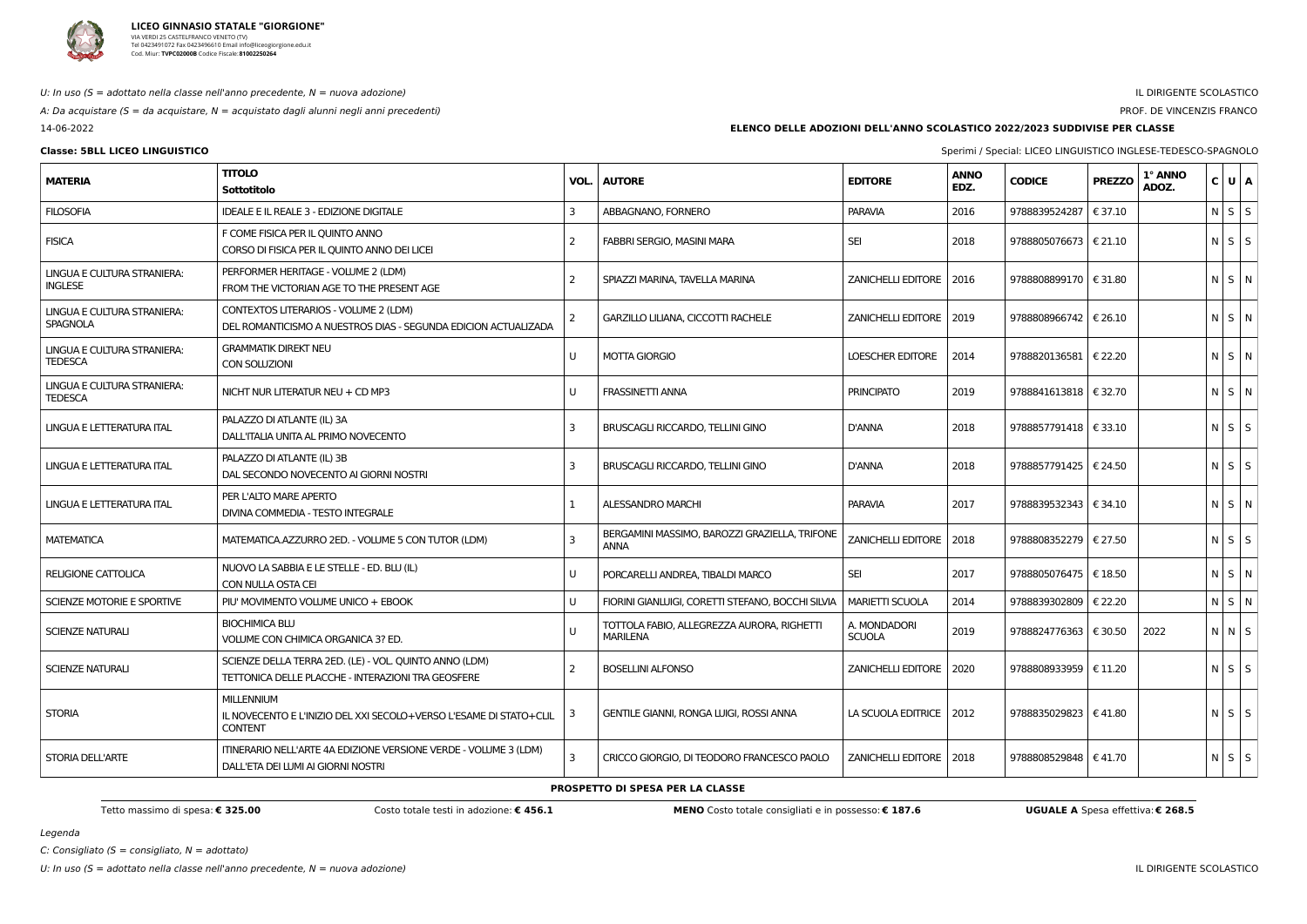**LICEO GINNASIO STATALE "GIORGIONE"**
VIA VERDI 25 CASTELFRANCO VENETO (TV)
Tel 0423491072 Fax 0423496610 Email info@liceogiorgione.edu.it
Cod. Miur: **TVPC02000B** Codice Fiscale: **81002250264**

*U: In uso (S = adottato nella classe nell'anno precedente, N = nuova adozione)*

*A: Da acquistare (S = da acquistare, N = acquistato dagli alunni negli anni precedenti)*

14-06-2022

IL DIRIGENTE SCOLASTICO

PROF. DE VINCENZIS FRANCO

**ELENCO DELLE ADOZIONI DELL'ANNO SCOLASTICO 2022/2023 SUDDIVISE PER CLASSE**

**Classe: 5BLL LICEO LINGUISTICO**

Sperimi / Special: LICEO LINGUISTICO INGLESE-TEDESCO-SPAGNOLO

| MATERIA | TITOLO<br>Sottotitolo | VOL. | AUTORE | EDITORE | ANNO EDZ. | CODICE | PREZZO | 1° ANNO ADOZ. | C | U | A |
|---|---|---|---|---|---|---|---|---|---|---|---|
| FILOSOFIA | IDEALE E IL REALE 3 - EDIZIONE DIGITALE | 3 | ABBAGNANO, FORNERO | PARAVIA | 2016 | 9788839524287 | € 37.10 | | N | S | S |
| FISICA | F COME FISICA PER IL QUINTO ANNO<br>CORSO DI FISICA PER IL QUINTO ANNO DEI LICEI | 2 | FABBRI SERGIO, MASINI MARA | SEI | 2018 | 9788805076673 | € 21.10 | | N | S | S |
| LINGUA E CULTURA STRANIERA: INGLESE | PERFORMER HERITAGE - VOLUME 2 (LDM)<br>FROM THE VICTORIAN AGE TO THE PRESENT AGE | 2 | SPIAZZI MARINA, TAVELLA MARINA | ZANICHELLI EDITORE | 2016 | 9788808899170 | € 31.80 | | N | S | N |
| LINGUA E CULTURA STRANIERA: SPAGNOLA | CONTEXTOS LITERARIOS - VOLUME 2 (LDM)<br>DEL ROMANTICISMO A NUESTROS DIAS - SEGUNDA EDICION ACTUALIZADA | 2 | GARZILLO LILIANA, CICCOTTI RACHELE | ZANICHELLI EDITORE | 2019 | 9788808966742 | € 26.10 | | N | S | N |
| LINGUA E CULTURA STRANIERA: TEDESCA | GRAMMATIK DIREKT NEU<br>CON SOLUZIONI | U | MOTTA GIORGIO | LOESCHER EDITORE | 2014 | 9788820136581 | € 22.20 | | N | S | N |
| LINGUA E CULTURA STRANIERA: TEDESCA | NICHT NUR LITERATUR NEU + CD MP3 | U | FRASSINETTI ANNA | PRINCIPATO | 2019 | 9788841613818 | € 32.70 | | N | S | N |
| LINGUA E LETTERATURA ITAL | PALAZZO DI ATLANTE (IL) 3A<br>DALL'ITALIA UNITA AL PRIMO NOVECENTO | 3 | BRUSCAGLI RICCARDO, TELLINI GINO | D'ANNA | 2018 | 9788857791418 | € 33.10 | | N | S | S |
| LINGUA E LETTERATURA ITAL | PALAZZO DI ATLANTE (IL) 3B<br>DAL SECONDO NOVECENTO AI GIORNI NOSTRI | 3 | BRUSCAGLI RICCARDO, TELLINI GINO | D'ANNA | 2018 | 9788857791425 | € 24.50 | | N | S | S |
| LINGUA E LETTERATURA ITAL | PER L'ALTO MARE APERTO<br>DIVINA COMMEDIA - TESTO INTEGRALE | 1 | ALESSANDRO MARCHI | PARAVIA | 2017 | 9788839532343 | € 34.10 | | N | S | N |
| MATEMATICA | MATEMATICA.AZZURRO 2ED. - VOLUME 5 CON TUTOR (LDM) | 3 | BERGAMINI MASSIMO, BAROZZI GRAZIELLA, TRIFONE ANNA | ZANICHELLI EDITORE | 2018 | 9788808352279 | € 27.50 | | N | S | S |
| RELIGIONE CATTOLICA | NUOVO LA SABBIA E LE STELLE - ED. BLU (IL)<br>CON NULLA OSTA CEI | U | PORCARELLI ANDREA, TIBALDI MARCO | SEI | 2017 | 9788805076475 | € 18.50 | | N | S | N |
| SCIENZE MOTORIE E SPORTIVE | PIU' MOVIMENTO VOLUME UNICO + EBOOK | U | FIORINI GIANLUIGI, CORETTI STEFANO, BOCCHI SILVIA | MARIETTI SCUOLA | 2014 | 9788839302809 | € 22.20 | | N | S | N |
| SCIENZE NATURALI | BIOCHIMICA BLU<br>VOLUME CON CHIMICA ORGANICA 3? ED. | U | TOTTOLA FABIO, ALLEGREZZA AURORA, RIGHETTI MARILENA | A. MONDADORI SCUOLA | 2019 | 9788824776363 | € 30.50 | 2022 | N | N | S |
| SCIENZE NATURALI | SCIENZE DELLA TERRA 2ED. (LE) - VOL. QUINTO ANNO (LDM)<br>TETTONICA DELLE PLACCHE - INTERAZIONI TRA GEOSFERE | 2 | BOSELLINI ALFONSO | ZANICHELLI EDITORE | 2020 | 9788808933959 | € 11.20 | | N | S | S |
| STORIA | MILLENNIUM<br>IL NOVECENTO E L'INIZIO DEL XXI SECOLO+VERSO L'ESAME DI STATO+CLIL CONTENT | 3 | GENTILE GIANNI, RONGA LUIGI, ROSSI ANNA | LA SCUOLA EDITRICE | 2012 | 9788835029823 | € 41.80 | | N | S | S |
| STORIA DELL'ARTE | ITINERARIO NELL'ARTE 4A EDIZIONE VERSIONE VERDE - VOLUME 3 (LDM)<br>DALL'ETA DEI LUMI AI GIORNI NOSTRI | 3 | CRICCO GIORGIO, DI TEODORO FRANCESCO PAOLO | ZANICHELLI EDITORE | 2018 | 9788808529848 | € 41.70 | | N | S | S |

**PROSPETTO DI SPESA PER LA CLASSE**

Tetto massimo di spesa: **€ 325.00** — Costo totale testi in adozione: **€ 456.1** — **MENO** Costo totale consigliati e in possesso: **€ 187.6** — **UGUALE A** Spesa effettiva: **€ 268.5**

*Legenda*

*C: Consigliato (S = consigliato, N = adottato)*

*U: In uso (S = adottato nella classe nell'anno precedente, N = nuova adozione)*

IL DIRIGENTE SCOLASTICO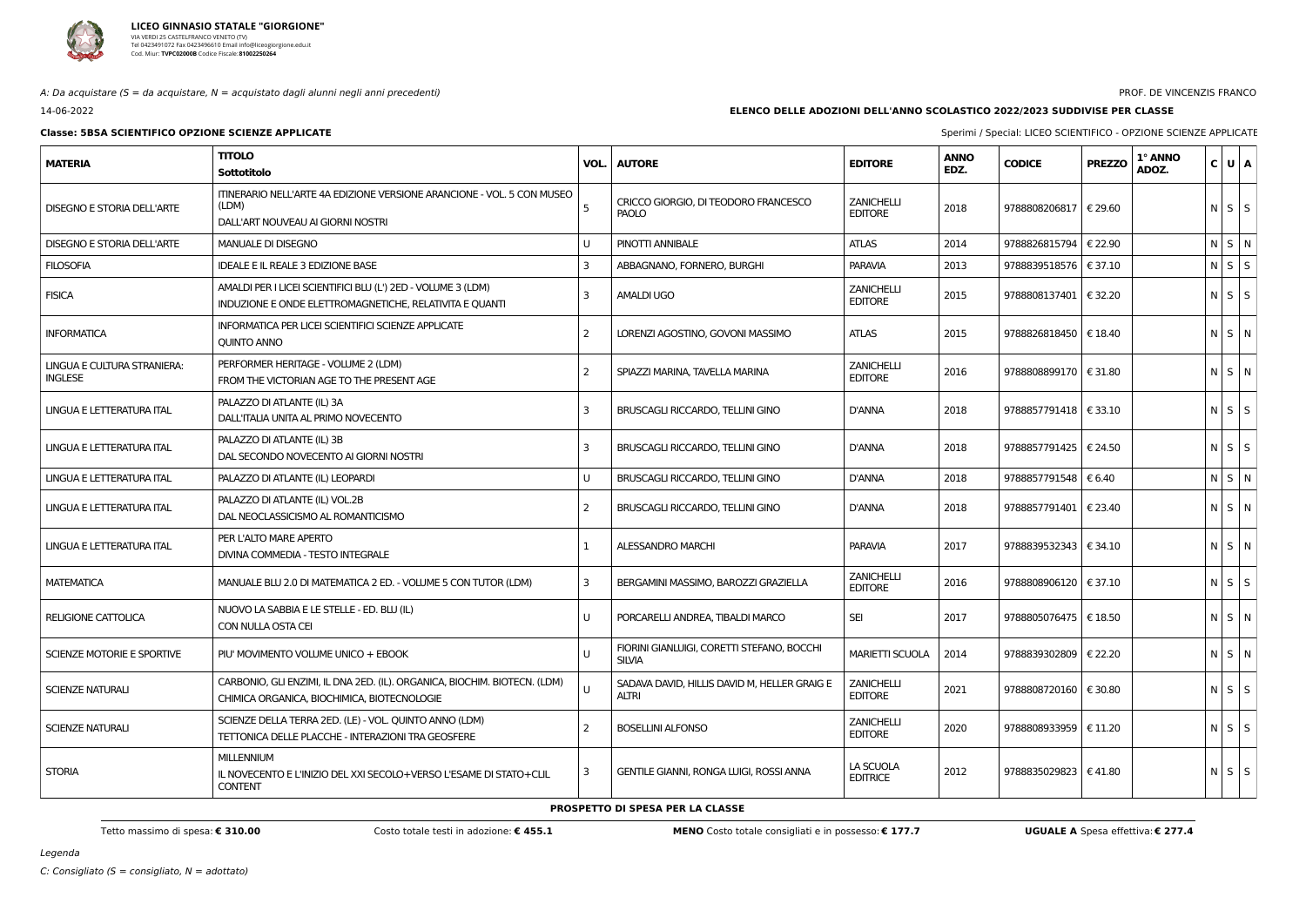**LICEO GINNASIO STATALE "GIORGIONE"**
VIA VERDI 25 CASTELFRANCO VENETO (TV)
Tel 0423491072 Fax 0423496610 Email info@liceogiorgione.edu.it
Cod. Miur: **TVPC02000B** Codice Fiscale: **81002250264**

*A: Da acquistare (S = da acquistare, N = acquistato dagli alunni negli anni precedenti)*

PROF. DE VINCENZIS FRANCO

14-06-2022

**ELENCO DELLE ADOZIONI DELL'ANNO SCOLASTICO 2022/2023 SUDDIVISE PER CLASSE**

**Classe: 5BSA SCIENTIFICO OPZIONE SCIENZE APPLICATE**

Sperimi / Special: LICEO SCIENTIFICO - OPZIONE SCIENZE APPLICATE

| MATERIA | TITOLO<br>Sottotitolo | VOL. | AUTORE | EDITORE | ANNO EDZ. | CODICE | PREZZO | 1° ANNO ADOZ. | C | U | A |
|---|---|---|---|---|---|---|---|---|---|---|---|
| DISEGNO E STORIA DELL'ARTE | ITINERARIO NELL'ARTE 4A EDIZIONE VERSIONE ARANCIONE - VOL. 5 CON MUSEO (LDM)<br>DALL'ART NOUVEAU AI GIORNI NOSTRI | 5 | CRICCO GIORGIO, DI TEODORO FRANCESCO PAOLO | ZANICHELLI EDITORE | 2018 | 9788808206817 | € 29.60 | | N | S | S |
| DISEGNO E STORIA DELL'ARTE | MANUALE DI DISEGNO | U | PINOTTI ANNIBALE | ATLAS | 2014 | 9788826815794 | € 22.90 | | N | S | N |
| FILOSOFIA | IDEALE E IL REALE 3 EDIZIONE BASE | 3 | ABBAGNANO, FORNERO, BURGHI | PARAVIA | 2013 | 9788839518576 | € 37.10 | | N | S | S |
| FISICA | AMALDI PER I LICEI SCIENTIFICI BLU (L') 2ED - VOLUME 3 (LDM)<br>INDUZIONE E ONDE ELETTROMAGNETICHE, RELATIVITA E QUANTI | 3 | AMALDI UGO | ZANICHELLI EDITORE | 2015 | 9788808137401 | € 32.20 | | N | S | S |
| INFORMATICA | INFORMATICA PER LICEI SCIENTIFICI SCIENZE APPLICATE<br>QUINTO ANNO | 2 | LORENZI AGOSTINO, GOVONI MASSIMO | ATLAS | 2015 | 9788826818450 | € 18.40 | | N | S | N |
| LINGUA E CULTURA STRANIERA: INGLESE | PERFORMER HERITAGE - VOLUME 2 (LDM)<br>FROM THE VICTORIAN AGE TO THE PRESENT AGE | 2 | SPIAZZI MARINA, TAVELLA MARINA | ZANICHELLI EDITORE | 2016 | 9788808899170 | € 31.80 | | N | S | N |
| LINGUA E LETTERATURA ITAL | PALAZZO DI ATLANTE (IL) 3A<br>DALL'ITALIA UNITA AL PRIMO NOVECENTO | 3 | BRUSCAGLI RICCARDO, TELLINI GINO | D'ANNA | 2018 | 9788857791418 | € 33.10 | | N | S | S |
| LINGUA E LETTERATURA ITAL | PALAZZO DI ATLANTE (IL) 3B<br>DAL SECONDO NOVECENTO AI GIORNI NOSTRI | 3 | BRUSCAGLI RICCARDO, TELLINI GINO | D'ANNA | 2018 | 9788857791425 | € 24.50 | | N | S | S |
| LINGUA E LETTERATURA ITAL | PALAZZO DI ATLANTE (IL) LEOPARDI | U | BRUSCAGLI RICCARDO, TELLINI GINO | D'ANNA | 2018 | 9788857791548 | € 6.40 | | N | S | N |
| LINGUA E LETTERATURA ITAL | PALAZZO DI ATLANTE (IL) VOL.2B<br>DAL NEOCLASSICISMO AL ROMANTICISMO | 2 | BRUSCAGLI RICCARDO, TELLINI GINO | D'ANNA | 2018 | 9788857791401 | € 23.40 | | N | S | N |
| LINGUA E LETTERATURA ITAL | PER L'ALTO MARE APERTO<br>DIVINA COMMEDIA - TESTO INTEGRALE | 1 | ALESSANDRO MARCHI | PARAVIA | 2017 | 9788839532343 | € 34.10 | | N | S | N |
| MATEMATICA | MANUALE BLU 2.0 DI MATEMATICA 2 ED. - VOLUME 5 CON TUTOR (LDM) | 3 | BERGAMINI MASSIMO, BAROZZI GRAZIELLA | ZANICHELLI EDITORE | 2016 | 9788808906120 | € 37.10 | | N | S | S |
| RELIGIONE CATTOLICA | NUOVO LA SABBIA E LE STELLE - ED. BLU (IL)<br>CON NULLA OSTA CEI | U | PORCARELLI ANDREA, TIBALDI MARCO | SEI | 2017 | 9788805076475 | € 18.50 | | N | S | N |
| SCIENZE MOTORIE E SPORTIVE | PIU' MOVIMENTO VOLUME UNICO + EBOOK | U | FIORINI GIANLUIGI, CORETTI STEFANO, BOCCHI SILVIA | MARIETTI SCUOLA | 2014 | 9788839302809 | € 22.20 | | N | S | N |
| SCIENZE NATURALI | CARBONIO, GLI ENZIMI, IL DNA 2ED. (IL). ORGANICA, BIOCHIM. BIOTECN. (LDM)<br>CHIMICA ORGANICA, BIOCHIMICA, BIOTECNOLOGIE | U | SADAVA DAVID, HILLIS DAVID M, HELLER GRAIG E ALTRI | ZANICHELLI EDITORE | 2021 | 9788808720160 | € 30.80 | | N | S | S |
| SCIENZE NATURALI | SCIENZE DELLA TERRA 2ED. (LE) - VOL. QUINTO ANNO (LDM)<br>TETTONICA DELLE PLACCHE - INTERAZIONI TRA GEOSFERE | 2 | BOSELLINI ALFONSO | ZANICHELLI EDITORE | 2020 | 9788808933959 | € 11.20 | | N | S | S |
| STORIA | MILLENNIUM<br>IL NOVECENTO E L'INIZIO DEL XXI SECOLO+VERSO L'ESAME DI STATO+CLIL CONTENT | 3 | GENTILE GIANNI, RONGA LUIGI, ROSSI ANNA | LA SCUOLA EDITRICE | 2012 | 9788835029823 | € 41.80 | | N | S | S |

**PROSPETTO DI SPESA PER LA CLASSE**

Tetto massimo di spesa: **€ 310.00** — Costo totale testi in adozione: **€ 455.1** — **MENO** Costo totale consigliati e in possesso: **€ 177.7** — **UGUALE A** Spesa effettiva: **€ 277.4**

*Legenda*

*C: Consigliato (S = consigliato, N = adottato)*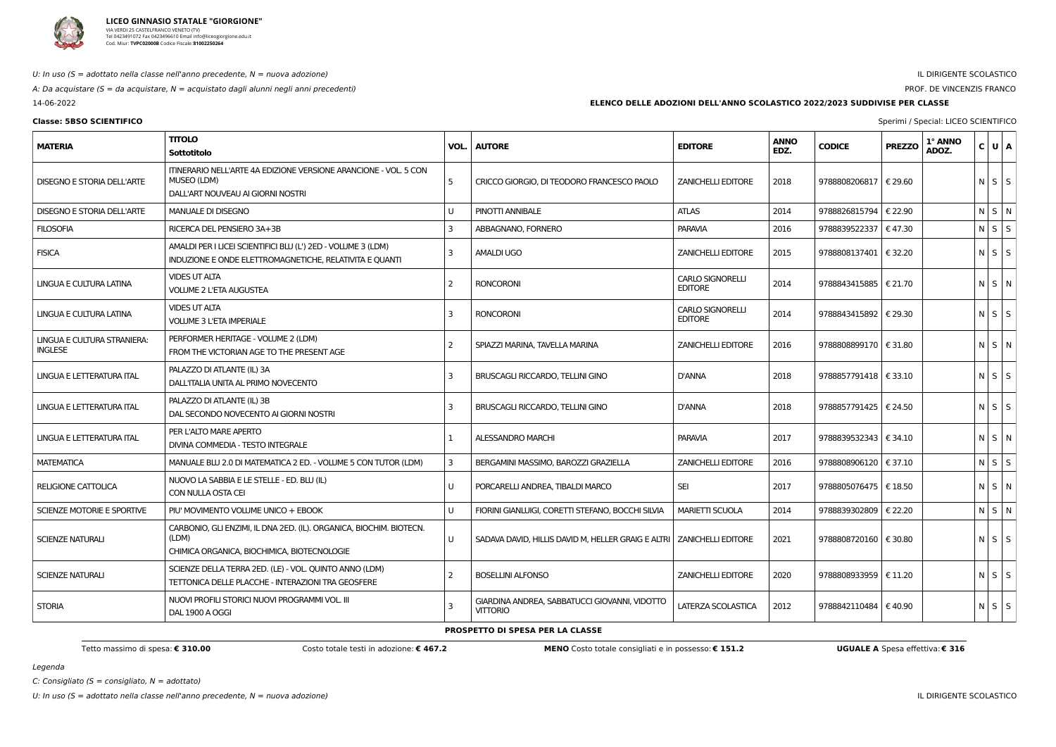**LICEO GINNASIO STATALE "GIORGIONE"**
VIA VERDI 25 CASTELFRANCO VENETO (TV)
Tel 0423491072 Fax 0423496610 Email info@liceogiorgione.edu.it
Cod. Miur: **TVPC02000B** Codice Fiscale: **81002250264**

*U: In uso (S = adottato nella classe nell'anno precedente, N = nuova adozione)*

*A: Da acquistare (S = da acquistare, N = acquistato dagli alunni negli anni precedenti)*

14-06-2022

IL DIRIGENTE SCOLASTICO

PROF. DE VINCENZIS FRANCO

**ELENCO DELLE ADOZIONI DELL'ANNO SCOLASTICO 2022/2023 SUDDIVISE PER CLASSE**

**Classe: 5BSO SCIENTIFICO**

Sperimi / Special: LICEO SCIENTIFICO

| MATERIA | TITOLO Sottotitolo | VOL. | AUTORE | EDITORE | ANNO EDZ. | CODICE | PREZZO | 1° ANNO ADOZ. | C | U | A |
|---|---|---|---|---|---|---|---|---|---|---|---|
| DISEGNO E STORIA DELL'ARTE | ITINERARIO NELL'ARTE 4A EDIZIONE VERSIONE ARANCIONE - VOL. 5 CON MUSEO (LDM) DALL'ART NOUVEAU AI GIORNI NOSTRI | 5 | CRICCO GIORGIO, DI TEODORO FRANCESCO PAOLO | ZANICHELLI EDITORE | 2018 | 9788808206817 | € 29.60 | | N | S | S |
| DISEGNO E STORIA DELL'ARTE | MANUALE DI DISEGNO | U | PINOTTI ANNIBALE | ATLAS | 2014 | 9788826815794 | € 22.90 | | N | S | N |
| FILOSOFIA | RICERCA DEL PENSIERO 3A+3B | 3 | ABBAGNANO, FORNERO | PARAVIA | 2016 | 9788839522337 | € 47.30 | | N | S | S |
| FISICA | AMALDI PER I LICEI SCIENTIFICI BLU (L') 2ED - VOLUME 3 (LDM) INDUZIONE E ONDE ELETTROMAGNETICHE, RELATIVITA E QUANTI | 3 | AMALDI UGO | ZANICHELLI EDITORE | 2015 | 9788808137401 | € 32.20 | | N | S | S |
| LINGUA E CULTURA LATINA | VIDES UT ALTA VOLUME 2 L'ETA AUGUSTEA | 2 | RONCORONI | CARLO SIGNORELLI EDITORE | 2014 | 9788843415885 | € 21.70 | | N | S | N |
| LINGUA E CULTURA LATINA | VIDES UT ALTA VOLUME 3 L'ETA IMPERIALE | 3 | RONCORONI | CARLO SIGNORELLI EDITORE | 2014 | 9788843415892 | € 29.30 | | N | S | S |
| LINGUA E CULTURA STRANIERA: INGLESE | PERFORMER HERITAGE - VOLUME 2 (LDM) FROM THE VICTORIAN AGE TO THE PRESENT AGE | 2 | SPIAZZI MARINA, TAVELLA MARINA | ZANICHELLI EDITORE | 2016 | 9788808899170 | € 31.80 | | N | S | N |
| LINGUA E LETTERATURA ITAL | PALAZZO DI ATLANTE (IL) 3A DALL'ITALIA UNITA AL PRIMO NOVECENTO | 3 | BRUSCAGLI RICCARDO, TELLINI GINO | D'ANNA | 2018 | 9788857791418 | € 33.10 | | N | S | S |
| LINGUA E LETTERATURA ITAL | PALAZZO DI ATLANTE (IL) 3B DAL SECONDO NOVECENTO AI GIORNI NOSTRI | 3 | BRUSCAGLI RICCARDO, TELLINI GINO | D'ANNA | 2018 | 9788857791425 | € 24.50 | | N | S | S |
| LINGUA E LETTERATURA ITAL | PER L'ALTO MARE APERTO DIVINA COMMEDIA - TESTO INTEGRALE | 1 | ALESSANDRO MARCHI | PARAVIA | 2017 | 9788839532343 | € 34.10 | | N | S | N |
| MATEMATICA | MANUALE BLU 2.0 DI MATEMATICA 2 ED. - VOLUME 5 CON TUTOR (LDM) | 3 | BERGAMINI MASSIMO, BAROZZI GRAZIELLA | ZANICHELLI EDITORE | 2016 | 9788808906120 | € 37.10 | | N | S | S |
| RELIGIONE CATTOLICA | NUOVO LA SABBIA E LE STELLE - ED. BLU (IL) CON NULLA OSTA CEI | U | PORCARELLI ANDREA, TIBALDI MARCO | SEI | 2017 | 9788805076475 | € 18.50 | | N | S | N |
| SCIENZE MOTORIE E SPORTIVE | PIU' MOVIMENTO VOLUME UNICO + EBOOK | U | FIORINI GIANLUIGI, CORETTI STEFANO, BOCCHI SILVIA | MARIETTI SCUOLA | 2014 | 9788839302809 | € 22.20 | | N | S | N |
| SCIENZE NATURALI | CARBONIO, GLI ENZIMI, IL DNA 2ED. (IL). ORGANICA, BIOCHIM. BIOTECN. (LDM) CHIMICA ORGANICA, BIOCHIMICA, BIOTECNOLOGIE | U | SADAVA DAVID, HILLIS DAVID M, HELLER GRAIG E ALTRI | ZANICHELLI EDITORE | 2021 | 9788808720160 | € 30.80 | | N | S | S |
| SCIENZE NATURALI | SCIENZE DELLA TERRA 2ED. (LE) - VOL. QUINTO ANNO (LDM) TETTONICA DELLE PLACCHE - INTERAZIONI TRA GEOSFERE | 2 | BOSELLINI ALFONSO | ZANICHELLI EDITORE | 2020 | 9788808933959 | € 11.20 | | N | S | S |
| STORIA | NUOVI PROFILI STORICI NUOVI PROGRAMMI VOL. III DAL 1900 A OGGI | 3 | GIARDINA ANDREA, SABBATUCCI GIOVANNI, VIDOTTO VITTORIO | LATERZA SCOLASTICA | 2012 | 9788842110484 | € 40.90 | | N | S | S |

**PROSPETTO DI SPESA PER LA CLASSE**

Tetto massimo di spesa: **€ 310.00** | Costo totale testi in adozione: **€ 467.2** | **MENO** Costo totale consigliati e in possesso: **€ 151.2** | **UGUALE A** Spesa effettiva: **€ 316**

*Legenda*

*C: Consigliato (S = consigliato, N = adottato)*

*U: In uso (S = adottato nella classe nell'anno precedente, N = nuova adozione)*

IL DIRIGENTE SCOLASTICO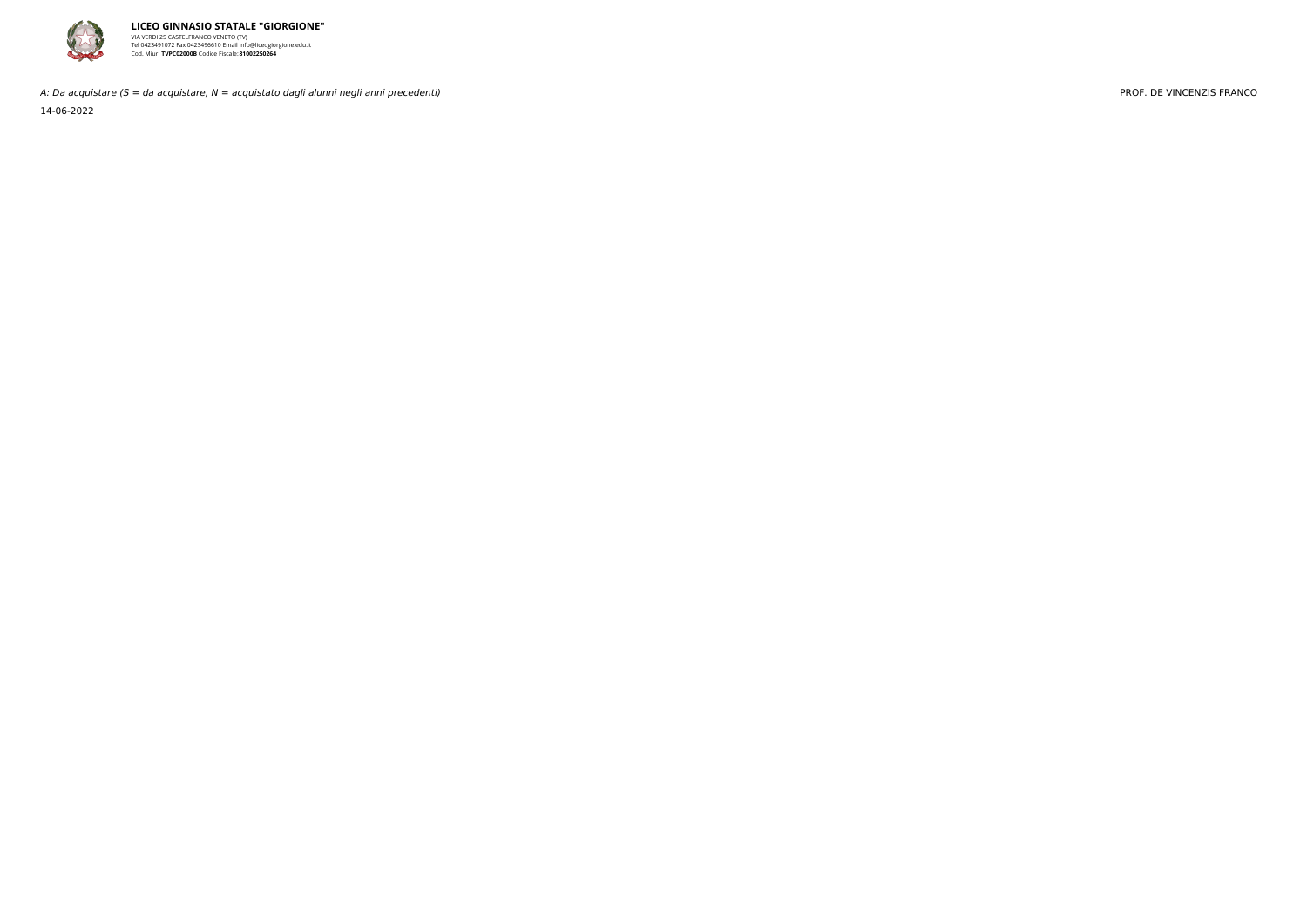*A: Da acquistare (S = da acquistare, N = acquistato dagli alunni negli anni precedenti)*

PROF. DE VINCENZIS FRANCO

14-06-2022